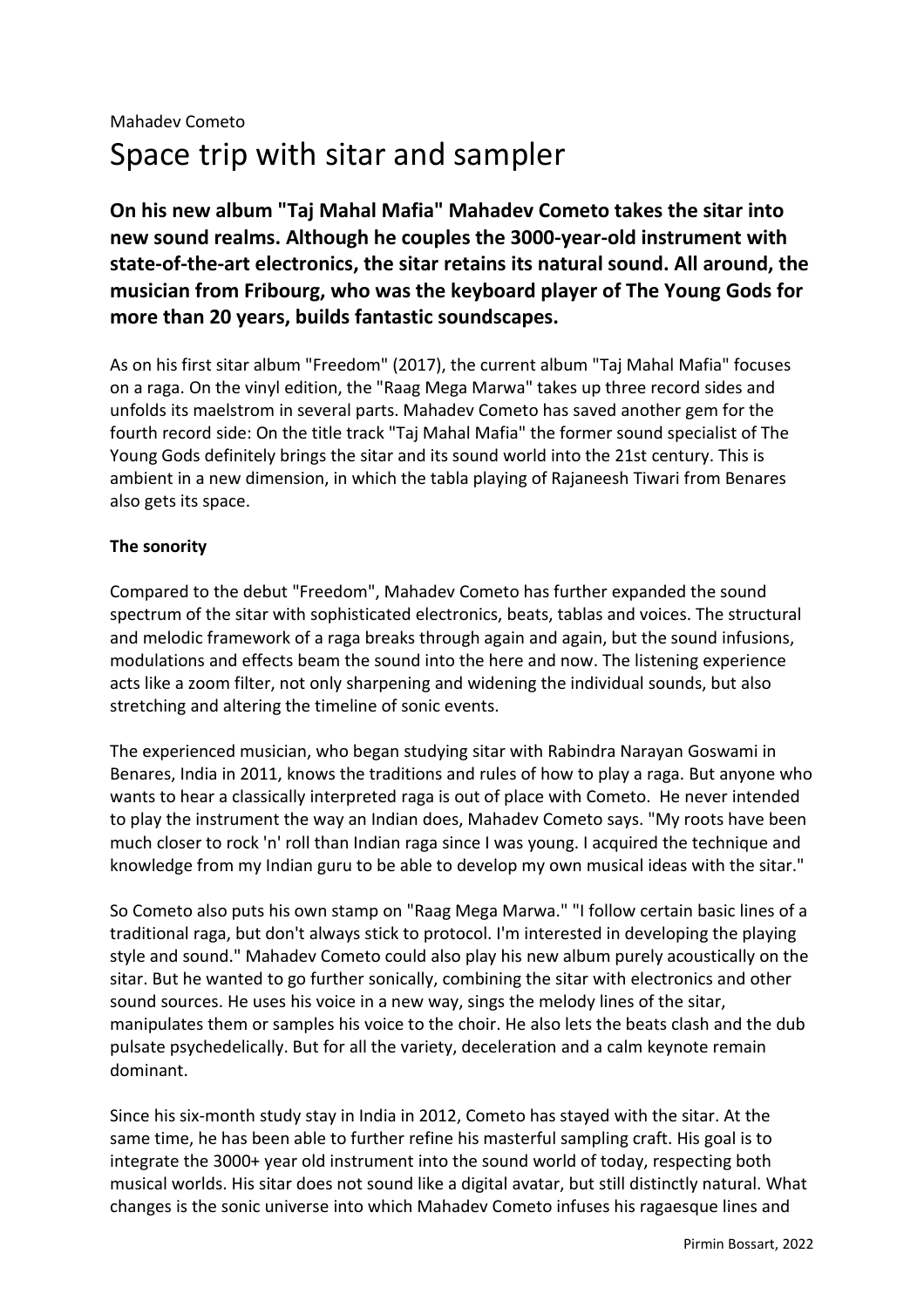Mahadev Cometo

# Space trip with sitar and sampler

**On his new album "Taj Mahal Mafia" Mahadev Cometo takes the sitar into new sound realms. Although he couples the 3000-year-old instrument with state-of-the-art electronics, the sitar retains its natural sound. All around, the musician from Fribourg, who was the keyboard player of The Young Gods for more than 20 years, builds fantastic soundscapes.**

As on his first sitar album "Freedom" (2017), the current album "Taj Mahal Mafia" focuses on a raga. On the vinyl edition, the "Raag Mega Marwa" takes up three record sides and unfolds its maelstrom in several parts. Mahadev Cometo has saved another gem for the fourth record side: On the title track "Taj Mahal Mafia" the former sound specialist of The Young Gods definitely brings the sitar and its sound world into the 21st century. This is ambient in a new dimension, in which the tabla playing of Rajaneesh Tiwari from Benares also gets its space.

### The sonority

Compared to the debut "Freedom", Mahadev Cometo has further expanded the sound spectrum of the sitar with sophisticated electronics, beats, tablas and voices. The structural and melodic framework of a raga breaks through again and again, but the sound infusions, modulations and effects beam the sound into the here and now. The listening experience acts like a zoom filter, not only sharpening and widening the individual sounds, but also stretching and altering the timeline of sonic events.

The experienced musician, who began studying sitar with Rabindra Narayan Goswami in Benares, India in 2011, knows the traditions and rules of how to play a raga. But anyone who wants to hear a classically interpreted raga is out of place with Cometo. He never intended to play the instrument the way an Indian does, Mahadev Cometo says. "My roots have been much closer to rock 'n' roll than Indian raga since I was young. I acquired the technique and knowledge from my Indian guru to be able to develop my own musical ideas with the sitar."

So Cometo also puts his own stamp on "Raag Mega Marwa." "I follow certain basic lines of a traditional raga, but don't always stick to protocol. I'm interested in developing the playing style and sound." Mahadev Cometo could also play his new album purely acoustically on the sitar. But he wanted to go further sonically, combining the sitar with electronics and other sound sources. He uses his voice in a new way, sings the melody lines of the sitar, manipulates them or samples his voice to the choir. He also lets the beats clash and the dub pulsate psychedelically. But for all the variety, deceleration and a calm keynote remain dominant.

Since his six-month study stay in India in 2012, Cometo has stayed with the sitar. At the same time, he has been able to further refine his masterful sampling craft. His goal is to integrate the 3000+ year old instrument into the sound world of today, respecting both musical worlds. His sitar does not sound like a digital avatar, but still distinctly natural. What changes is the sonic universe into which Mahadev Cometo infuses his ragaesque lines and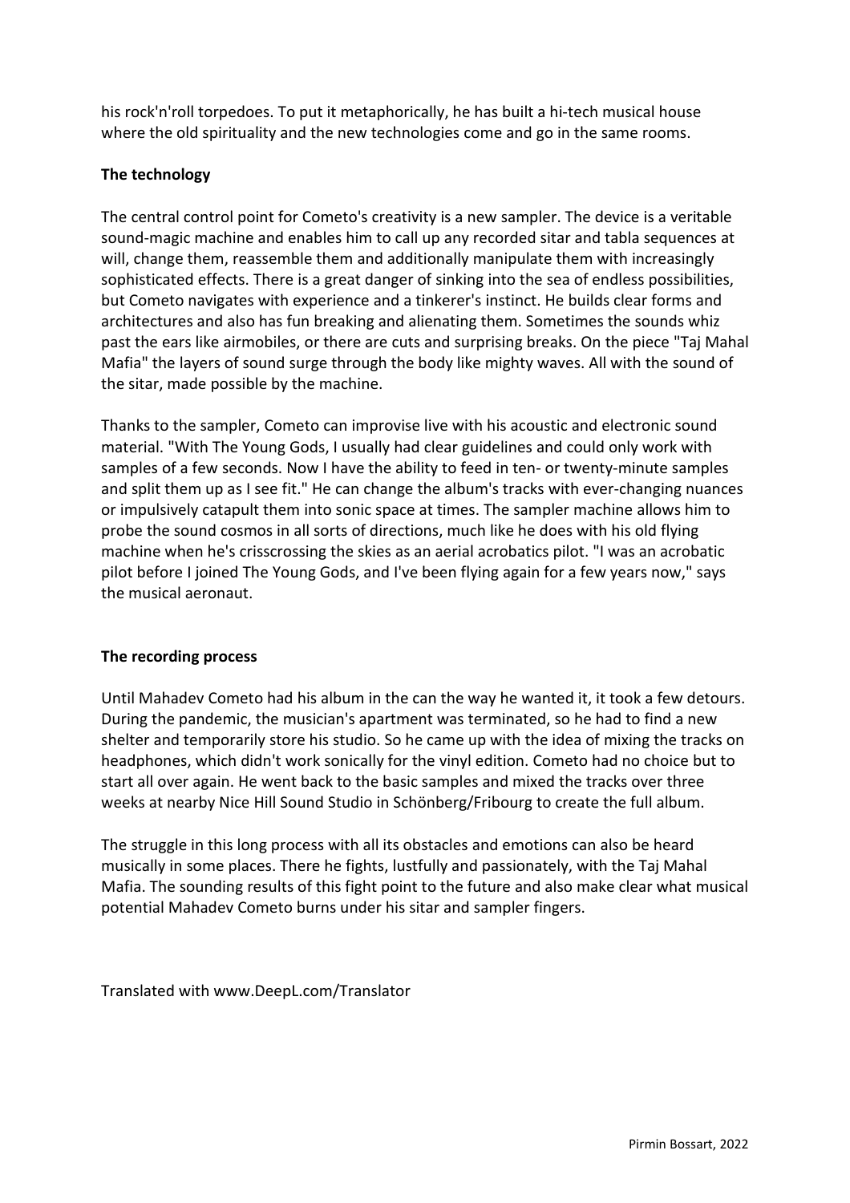his rock'n'roll torpedoes. To put it metaphorically, he has built a hi-tech musical house where the old spirituality and the new technologies come and go in the same rooms.

**The technology**

The central control point for Cometo's creativity is a new sampler. The device is a veritable sound-magic machine and enables him to call up any recorded sitar and tabla sequences at will, change them, reassemble them and additionally manipulate them with increasingly sophisticated effects. There is a great danger of sinking into the sea of endless possibilities, but Cometo navigates with experience and a tinkerer's instinct. He builds clear forms and architectures and also has fun breaking and alienating them. Sometimes the sounds whiz past the ears like airmobiles, or there are cuts and surprising breaks. On the piece "Taj Mahal Mafia" the layers of sound surge through the body like mighty waves. All with the sound of the sitar, made possible by the machine.

Thanks to the sampler, Cometo can improvise live with his acoustic and electronic sound material. "With The Young Gods, I usually had clear guidelines and could only work with samples of a few seconds. Now I have the ability to feed in ten- or twenty-minute samples and split them up as I see fit." He can change the album's tracks with ever-changing nuances or impulsively catapult them into sonic space at times. The sampler machine allows him to probe the sound cosmos in all sorts of directions, much like he does with his old flying machine when he's crisscrossing the skies as an aerial acrobatics pilot. "I was an acrobatic pilot before I joined The Young Gods, and I've been flying again for a few years now," says the musical aeronaut.

**The recording process**

Until Mahadev Cometo had his album in the can the way he wanted it, it took a few detours. During the pandemic, the musician's apartment was terminated, so he had to find a new shelter and temporarily store his studio. So he came up with the idea of mixing the tracks on headphones, which didn't work sonically for the vinyl edition. Cometo had no choice but to start all over again. He went back to the basic samples and mixed the tracks over three weeks at nearby Nice Hill Sound Studio in Schönberg/Fribourg to create the full album.

The struggle in this long process with all its obstacles and emotions can also be heard musically in some places. There he fights, lustfully and passionately, with the Taj Mahal Mafia. The sounding results of this fight point to the future and also make clear what musical potential Mahadev Cometo burns under his sitar and sampler fingers.

Translated with www.DeepL.com/Translator

Pirmin Bossart, 2022